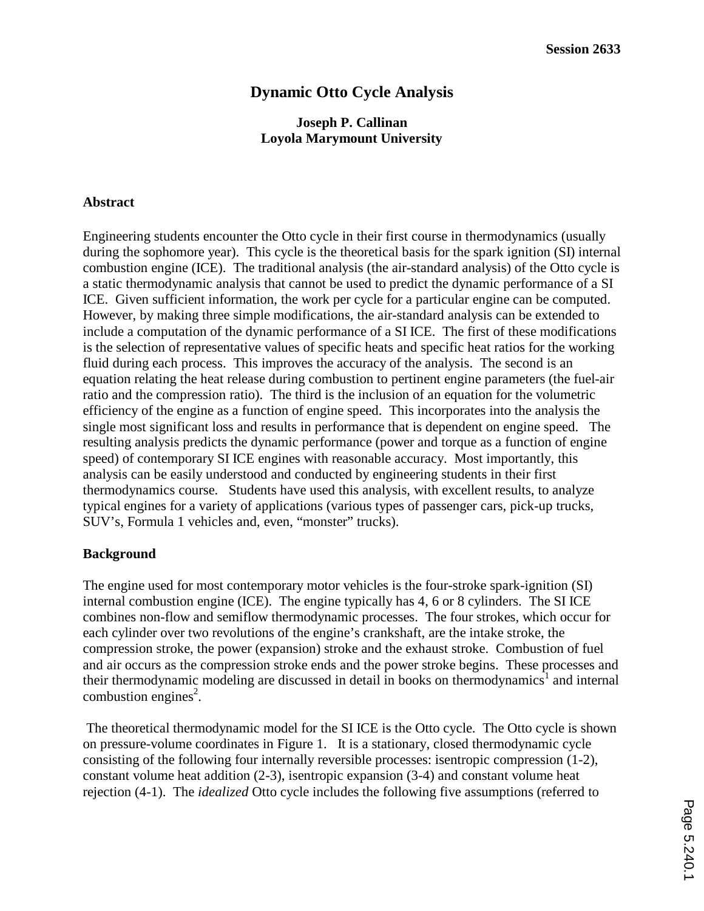Session 2633

# Dynamic Otto Cycle Analysis

**Joseph P. Callinan**
**Loyola Marymount University**

## Abstract

Engineering students encounter the Otto cycle in their first course in thermodynamics (usually during the sophomore year). This cycle is the theoretical basis for the spark ignition (SI) internal combustion engine (ICE). The traditional analysis (the air-standard analysis) of the Otto cycle is a static thermodynamic analysis that cannot be used to predict the dynamic performance of a SI ICE. Given sufficient information, the work per cycle for a particular engine can be computed. However, by making three simple modifications, the air-standard analysis can be extended to include a computation of the dynamic performance of a SI ICE. The first of these modifications is the selection of representative values of specific heats and specific heat ratios for the working fluid during each process. This improves the accuracy of the analysis. The second is an equation relating the heat release during combustion to pertinent engine parameters (the fuel-air ratio and the compression ratio). The third is the inclusion of an equation for the volumetric efficiency of the engine as a function of engine speed. This incorporates into the analysis the single most significant loss and results in performance that is dependent on engine speed. The resulting analysis predicts the dynamic performance (power and torque as a function of engine speed) of contemporary SI ICE engines with reasonable accuracy. Most importantly, this analysis can be easily understood and conducted by engineering students in their first thermodynamics course. Students have used this analysis, with excellent results, to analyze typical engines for a variety of applications (various types of passenger cars, pick-up trucks, SUV's, Formula 1 vehicles and, even, "monster" trucks).

## Background

The engine used for most contemporary motor vehicles is the four-stroke spark-ignition (SI) internal combustion engine (ICE). The engine typically has 4, 6 or 8 cylinders. The SI ICE combines non-flow and semiflow thermodynamic processes. The four strokes, which occur for each cylinder over two revolutions of the engine's crankshaft, are the intake stroke, the compression stroke, the power (expansion) stroke and the exhaust stroke. Combustion of fuel and air occurs as the compression stroke ends and the power stroke begins. These processes and their thermodynamic modeling are discussed in detail in books on thermodynamics[1] and internal combustion engines[2].

The theoretical thermodynamic model for the SI ICE is the Otto cycle. The Otto cycle is shown on pressure-volume coordinates in Figure 1. It is a stationary, closed thermodynamic cycle consisting of the following four internally reversible processes: isentropic compression (1-2), constant volume heat addition (2-3), isentropic expansion (3-4) and constant volume heat rejection (4-1). The *idealized* Otto cycle includes the following five assumptions (referred to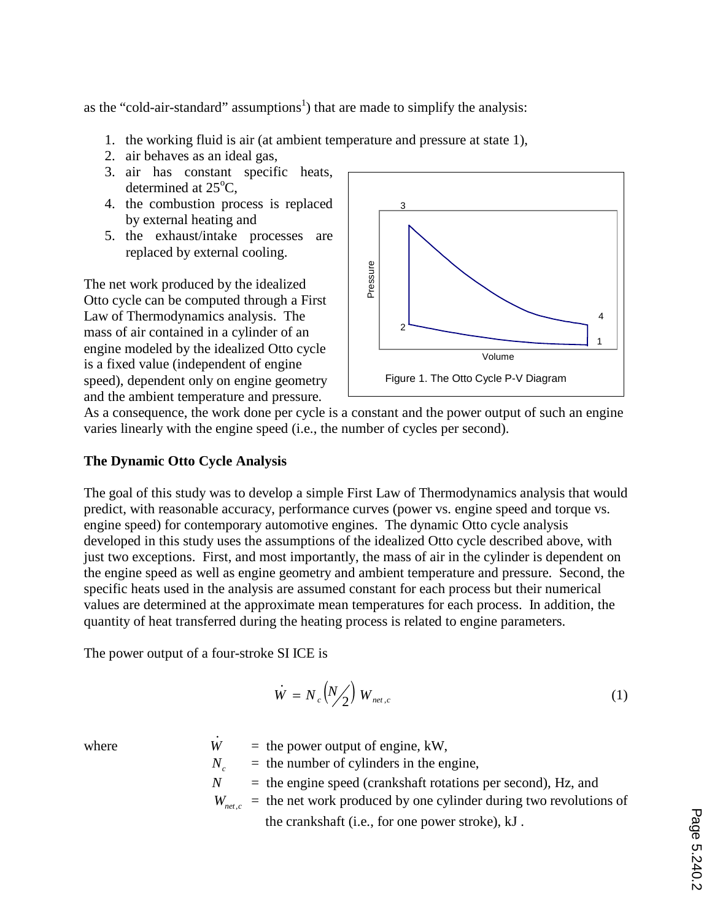as the “cold-air-standard” assumptions[1]) that are made to simplify the analysis:

1. the working fluid is air (at ambient temperature and pressure at state 1),
2. air behaves as an ideal gas,
3. air has constant specific heats, determined at 25°C,
4. the combustion process is replaced by external heating and
5. the exhaust/intake processes are replaced by external cooling.

The net work produced by the idealized Otto cycle can be computed through a First Law of Thermodynamics analysis. The mass of air contained in a cylinder of an engine modeled by the idealized Otto cycle is a fixed value (independent of engine speed), dependent only on engine geometry and the ambient temperature and pressure. As a consequence, the work done per cycle is a constant and the power output of such an engine varies linearly with the engine speed (i.e., the number of cycles per second).

Figure 1. The Otto Cycle P-V Diagram

**The Dynamic Otto Cycle Analysis**

The goal of this study was to develop a simple First Law of Thermodynamics analysis that would predict, with reasonable accuracy, performance curves (power vs. engine speed and torque vs. engine speed) for contemporary automotive engines. The dynamic Otto cycle analysis developed in this study uses the assumptions of the idealized Otto cycle described above, with just two exceptions. First, and most importantly, the mass of air in the cylinder is dependent on the engine speed as well as engine geometry and ambient temperature and pressure. Second, the specific heats used in the analysis are assumed constant for each process but their numerical values are determined at the approximate mean temperatures for each process. In addition, the quantity of heat transferred during the heating process is related to engine parameters.

The power output of a four-stroke SI ICE is

$$\dot{W} = N_c \left( N/2 \right) W_{net,c} \tag{1}$$

where

- $\dot{W}$ = the power output of engine, kW,
- $N_c$ = the number of cylinders in the engine,
- $N$ = the engine speed (crankshaft rotations per second), Hz, and
- $W_{net,c}$ = the net work produced by one cylinder during two revolutions of the crankshaft (i.e., for one power stroke), kJ .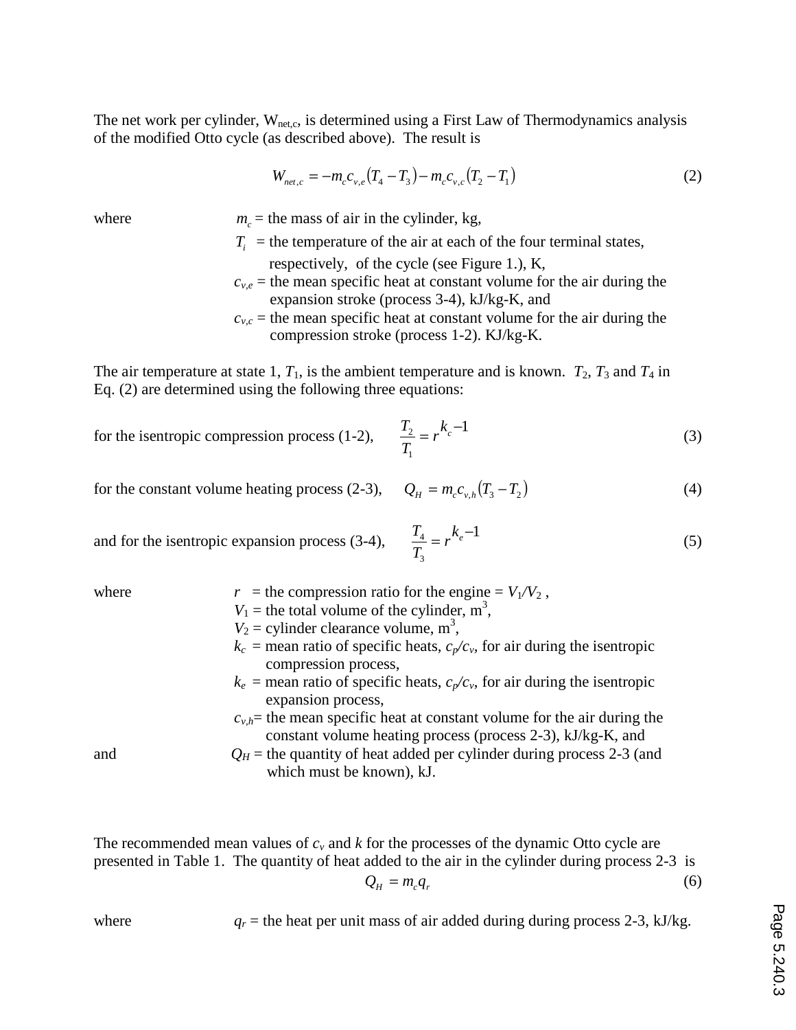The net work per cylinder, $W_{net,c}$, is determined using a First Law of Thermodynamics analysis of the modified Otto cycle (as described above). The result is

$$W_{net,c} = -m_c c_{v,e}(T_4 - T_3) - m_c c_{v,c}(T_2 - T_1) \tag{2}$$

where $m_c$ = the mass of air in the cylinder, kg,
$T_i$ = the temperature of the air at each of the four terminal states, respectively, of the cycle (see Figure 1.), K,
$c_{v,e}$ = the mean specific heat at constant volume for the air during the expansion stroke (process 3-4), kJ/kg-K, and
$c_{v,c}$ = the mean specific heat at constant volume for the air during the compression stroke (process 1-2). KJ/kg-K.

The air temperature at state 1, $T_1$, is the ambient temperature and is known. $T_2$, $T_3$ and $T_4$ in Eq. (2) are determined using the following three equations:

for the isentropic compression process (1-2),

$$\frac{T_2}{T_1} = r^{k_c - 1} \tag{3}$$

for the constant volume heating process (2-3),

$$Q_H = m_c c_{v,h}(T_3 - T_2) \tag{4}$$

and for the isentropic expansion process (3-4),

$$\frac{T_4}{T_3} = r^{k_e - 1} \tag{5}$$

where $r$ = the compression ratio for the engine = $V_1/V_2$ ,
$V_1$ = the total volume of the cylinder, $m^3$,
$V_2$ = cylinder clearance volume, $m^3$,
$k_c$ = mean ratio of specific heats, $c_p/c_v$, for air during the isentropic compression process,
$k_e$ = mean ratio of specific heats, $c_p/c_v$, for air during the isentropic expansion process,
$c_{v,h}$= the mean specific heat at constant volume for the air during the constant volume heating process (process 2-3), kJ/kg-K, and
and $Q_H$ = the quantity of heat added per cylinder during process 2-3 (and which must be known), kJ.

The recommended mean values of $c_v$ and $k$ for the processes of the dynamic Otto cycle are presented in Table 1. The quantity of heat added to the air in the cylinder during process 2-3 is

$$Q_H = m_c q_r \tag{6}$$

where $q_r$ = the heat per unit mass of air added during during process 2-3, kJ/kg.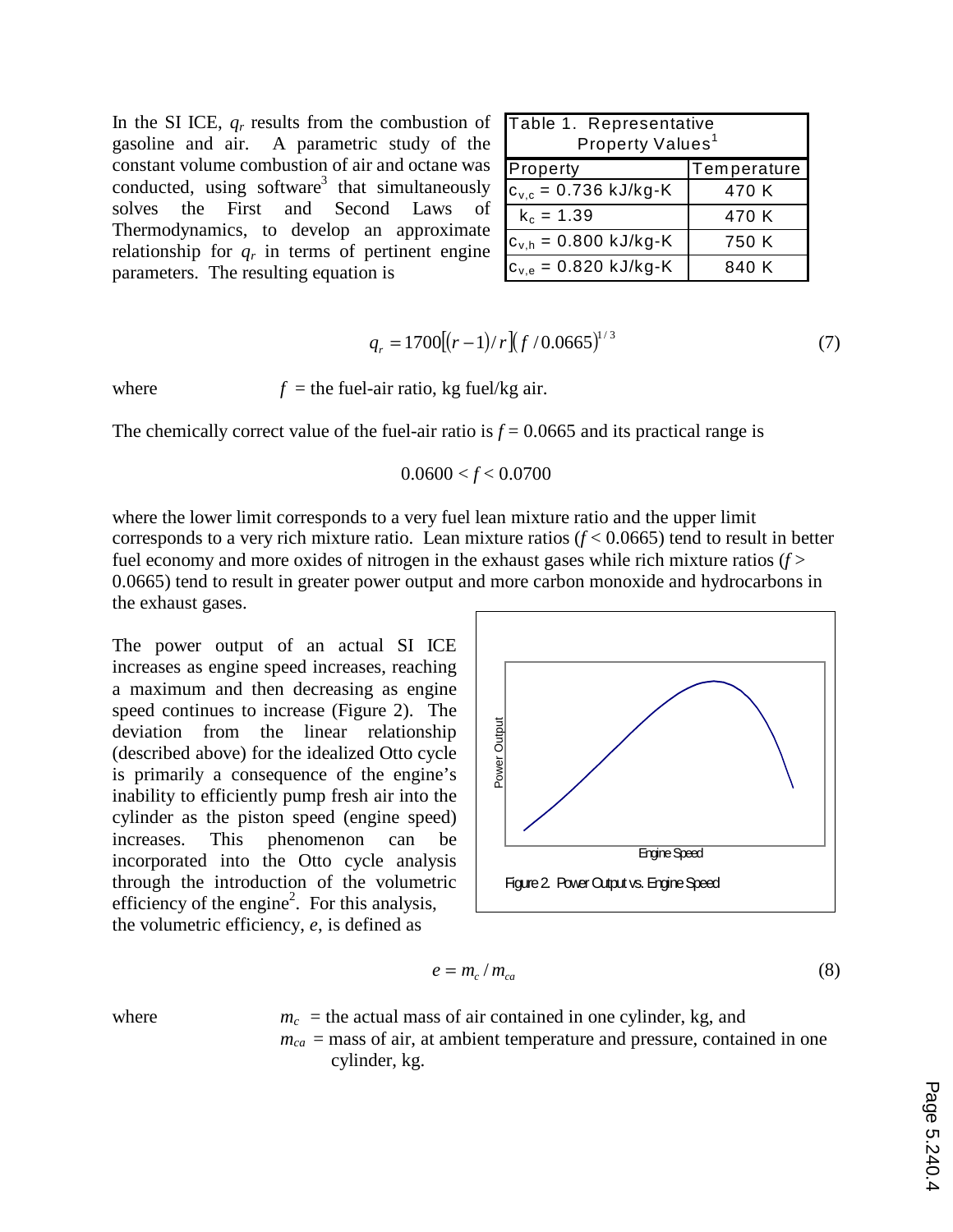In the SI ICE, $q_r$ results from the combustion of gasoline and air. A parametric study of the constant volume combustion of air and octane was conducted, using software[3] that simultaneously solves the First and Second Laws of Thermodynamics, to develop an approximate relationship for $q_r$ in terms of pertinent engine parameters. The resulting equation is

| Table 1. Representative Property Values[1] | |
|---|---|
| Property | Temperature |
| $c_{v,c}$ = 0.736 kJ/kg-K | 470 K |
| $k_c$ = 1.39 | 470 K |
| $c_{v,h}$ = 0.800 kJ/kg-K | 750 K |
| $c_{v,e}$ = 0.820 kJ/kg-K | 840 K |

$$q_r = 1700[(r-1)/r](f/0.0665)^{1/3} \tag{7}$$

where $f$ = the fuel-air ratio, kg fuel/kg air.

The chemically correct value of the fuel-air ratio is $f = 0.0665$ and its practical range is

$$0.0600 < f < 0.0700$$

where the lower limit corresponds to a very fuel lean mixture ratio and the upper limit corresponds to a very rich mixture ratio. Lean mixture ratios ($f < 0.0665$) tend to result in better fuel economy and more oxides of nitrogen in the exhaust gases while rich mixture ratios ($f > 0.0665$) tend to result in greater power output and more carbon monoxide and hydrocarbons in the exhaust gases.

The power output of an actual SI ICE increases as engine speed increases, reaching a maximum and then decreasing as engine speed continues to increase (Figure 2). The deviation from the linear relationship (described above) for the idealized Otto cycle is primarily a consequence of the engine's inability to efficiently pump fresh air into the cylinder as the piston speed (engine speed) increases. This phenomenon can be incorporated into the Otto cycle analysis through the introduction of the volumetric efficiency of the engine[2]. For this analysis, the volumetric efficiency, $e$, is defined as

Figure 2. Power Output vs. Engine Speed

$$e = m_c / m_{ca} \tag{8}$$

where $m_c$ = the actual mass of air contained in one cylinder, kg, and
$m_{ca}$ = mass of air, at ambient temperature and pressure, contained in one cylinder, kg.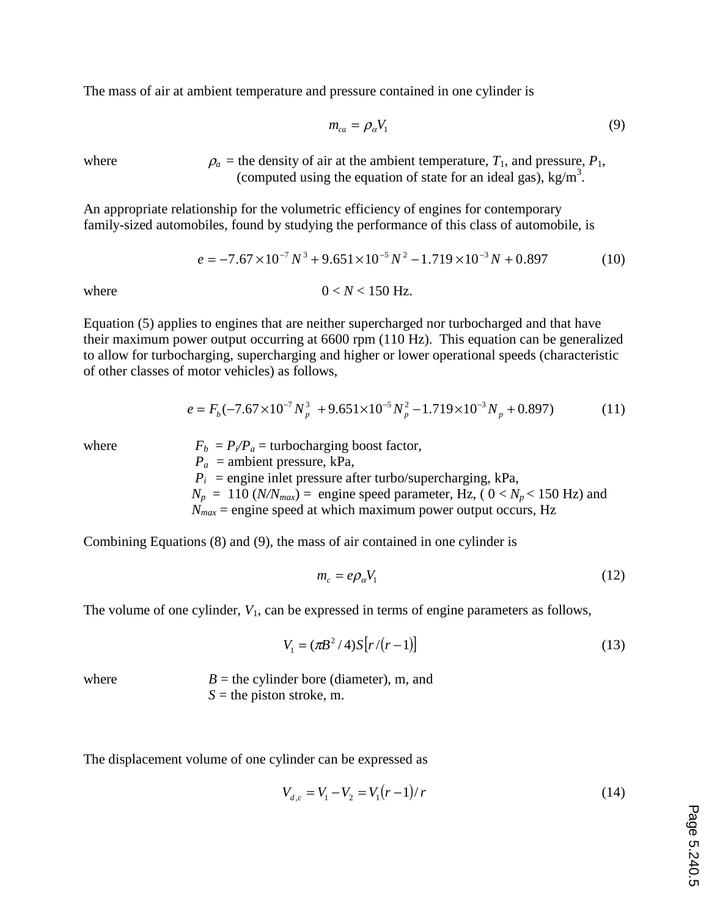The mass of air at ambient temperature and pressure contained in one cylinder is

$$m_{ca} = \rho_{\alpha} V_1 \tag{9}$$

where $\rho_a$ = the density of air at the ambient temperature, $T_1$, and pressure, $P_1$, (computed using the equation of state for an ideal gas), kg/m$^3$.

An appropriate relationship for the volumetric efficiency of engines for contemporary family-sized automobiles, found by studying the performance of this class of automobile, is

$$e = -7.67 \times 10^{-7} N^3 + 9.651 \times 10^{-5} N^2 - 1.719 \times 10^{-3} N + 0.897 \tag{10}$$

where $0 < N < 150$ Hz.

Equation (5) applies to engines that are neither supercharged nor turbocharged and that have their maximum power output occurring at 6600 rpm (110 Hz). This equation can be generalized to allow for turbocharging, supercharging and higher or lower operational speeds (characteristic of other classes of motor vehicles) as follows,

$$e = F_b(-7.67 \times 10^{-7} N_p^3 \ + 9.651 \times 10^{-5} N_p^2 - 1.719 \times 10^{-3} N_p + 0.897) \tag{11}$$

where
$F_b = P_i/P_a$ = turbocharging boost factor,
$P_a$ = ambient pressure, kPa,
$P_i$ = engine inlet pressure after turbo/supercharging, kPa,
$N_p = 110\ (N/N_{max})$ = engine speed parameter, Hz, ( $0 < N_p < 150$ Hz) and
$N_{max}$ = engine speed at which maximum power output occurs, Hz

Combining Equations (8) and (9), the mass of air contained in one cylinder is

$$m_c = e\rho_{\alpha} V_1 \tag{12}$$

The volume of one cylinder, $V_1$, can be expressed in terms of engine parameters as follows,

$$V_1 = (\pi B^2 / 4) S \left[ r / (r-1) \right] \tag{13}$$

where
$B$ = the cylinder bore (diameter), m, and
$S$ = the piston stroke, m.

The displacement volume of one cylinder can be expressed as

$$V_{d,c} = V_1 - V_2 = V_1 (r-1) / r \tag{14}$$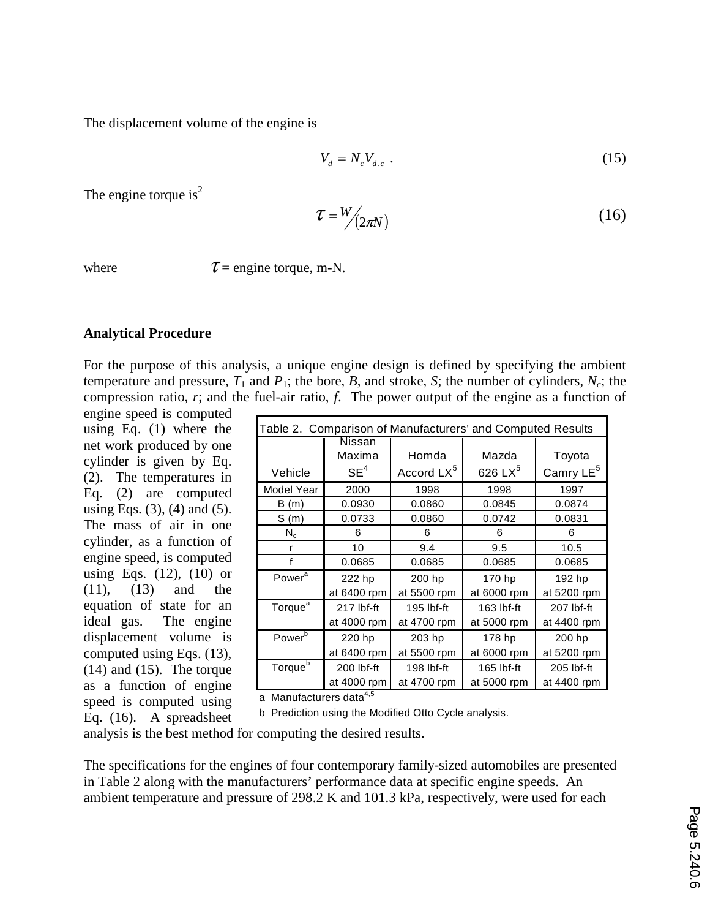The displacement volume of the engine is

$$V_d = N_c V_{d,c} \ . \tag{15}$$

The engine torque is[2]

$$\tau = W/(2\pi N) \tag{16}$$

where $\tau$ = engine torque, m-N.

**Analytical Procedure**

For the purpose of this analysis, a unique engine design is defined by specifying the ambient temperature and pressure, $T_1$ and $P_1$; the bore, $B$, and stroke, $S$; the number of cylinders, $N_c$; the compression ratio, $r$; and the fuel-air ratio, $f$. The power output of the engine as a function of engine speed is computed using Eq. (1) where the net work produced by one cylinder is given by Eq. (2). The temperatures in Eq. (2) are computed using Eqs. (3), (4) and (5). The mass of air in one cylinder, as a function of engine speed, is computed using Eqs. (12), (10) or (11), (13) and the equation of state for an ideal gas. The engine displacement volume is computed using Eqs. (13), (14) and (15). The torque as a function of engine speed is computed using Eq. (16). A spreadsheet analysis is the best method for computing the desired results.

Table 2. Comparison of Manufacturers' and Computed Results

| Vehicle | Nissan Maxima SE[4] | Homda Accord LX[5] | Mazda 626 LX[5] | Toyota Camry LE[5] |
|---|---|---|---|---|
| Model Year | 2000 | 1998 | 1998 | 1997 |
| B (m) | 0.0930 | 0.0860 | 0.0845 | 0.0874 |
| S (m) | 0.0733 | 0.0860 | 0.0742 | 0.0831 |
| $N_c$ | 6 | 6 | 6 | 6 |
| r | 10 | 9.4 | 9.5 | 10.5 |
| f | 0.0685 | 0.0685 | 0.0685 | 0.0685 |
| Power[a] | 222 hp at 6400 rpm | 200 hp at 5500 rpm | 170 hp at 6000 rpm | 192 hp at 5200 rpm |
| Torque[a] | 217 lbf-ft at 4000 rpm | 195 lbf-ft at 4700 rpm | 163 lbf-ft at 5000 rpm | 207 lbf-ft at 4400 rpm |
| Power[b] | 220 hp at 6400 rpm | 203 hp at 5500 rpm | 178 hp at 6000 rpm | 200 hp at 5200 rpm |
| Torque[b] | 200 lbf-ft at 4000 rpm | 198 lbf-ft at 4700 rpm | 165 lbf-ft at 5000 rpm | 205 lbf-ft at 4400 rpm |

a Manufacturers data[4,5]

b Prediction using the Modified Otto Cycle analysis.

The specifications for the engines of four contemporary family-sized automobiles are presented in Table 2 along with the manufacturers' performance data at specific engine speeds. An ambient temperature and pressure of 298.2 K and 101.3 kPa, respectively, were used for each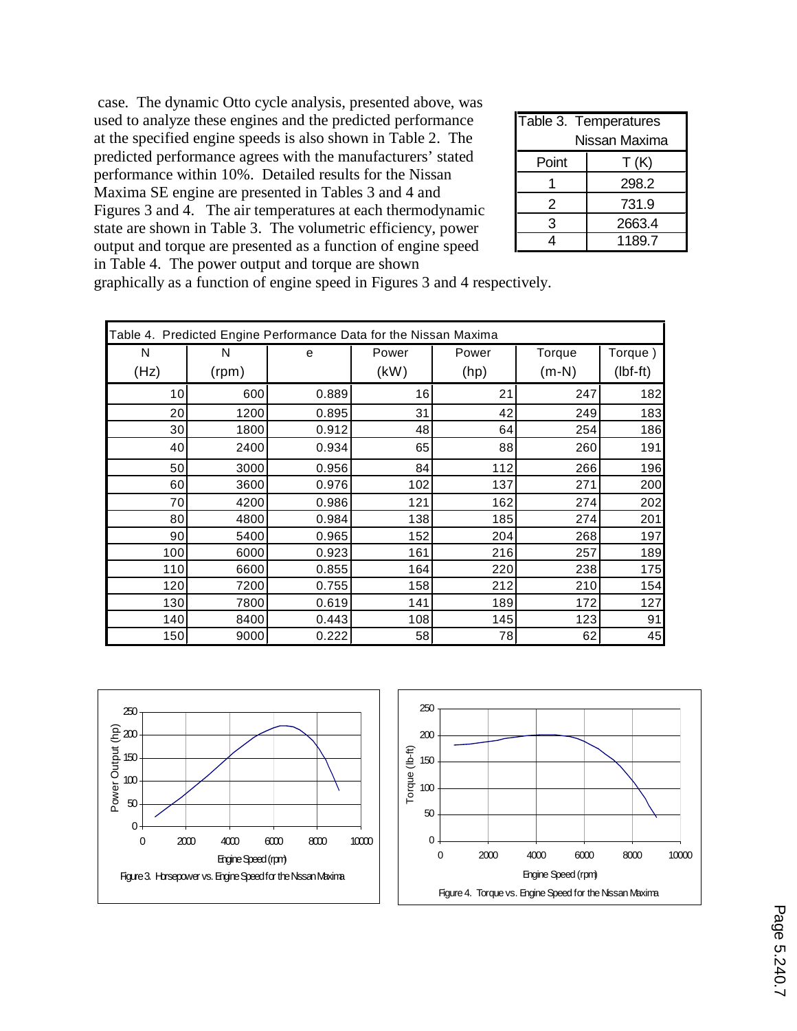case. The dynamic Otto cycle analysis, presented above, was used to analyze these engines and the predicted performance at the specified engine speeds is also shown in Table 2. The predicted performance agrees with the manufacturers' stated performance within 10%. Detailed results for the Nissan Maxima SE engine are presented in Tables 3 and 4 and Figures 3 and 4. The air temperatures at each thermodynamic state are shown in Table 3. The volumetric efficiency, power output and torque are presented as a function of engine speed in Table 4. The power output and torque are shown graphically as a function of engine speed in Figures 3 and 4 respectively.

Table 3. Temperatures Nissan Maxima

| Point | T (K) |
|---|---|
| 1 | 298.2 |
| 2 | 731.9 |
| 3 | 2663.4 |
| 4 | 1189.7 |

Table 4. Predicted Engine Performance Data for the Nissan Maxima

| N (Hz) | N (rpm) | e | Power (kW) | Power (hp) | Torque (m-N) | Torque ) (lbf-ft) |
|---|---|---|---|---|---|---|
| 10 | 600 | 0.889 | 16 | 21 | 247 | 182 |
| 20 | 1200 | 0.895 | 31 | 42 | 249 | 183 |
| 30 | 1800 | 0.912 | 48 | 64 | 254 | 186 |
| 40 | 2400 | 0.934 | 65 | 88 | 260 | 191 |
| 50 | 3000 | 0.956 | 84 | 112 | 266 | 196 |
| 60 | 3600 | 0.976 | 102 | 137 | 271 | 200 |
| 70 | 4200 | 0.986 | 121 | 162 | 274 | 202 |
| 80 | 4800 | 0.984 | 138 | 185 | 274 | 201 |
| 90 | 5400 | 0.965 | 152 | 204 | 268 | 197 |
| 100 | 6000 | 0.923 | 161 | 216 | 257 | 189 |
| 110 | 6600 | 0.855 | 164 | 220 | 238 | 175 |
| 120 | 7200 | 0.755 | 158 | 212 | 210 | 154 |
| 130 | 7800 | 0.619 | 141 | 189 | 172 | 127 |
| 140 | 8400 | 0.443 | 108 | 145 | 123 | 91 |
| 150 | 9000 | 0.222 | 58 | 78 | 62 | 45 |

Figure 3. Horsepower vs. Engine Speed for the Nissan Maxima

Figure 4. Torque vs. Engine Speed for the Nissan Maxima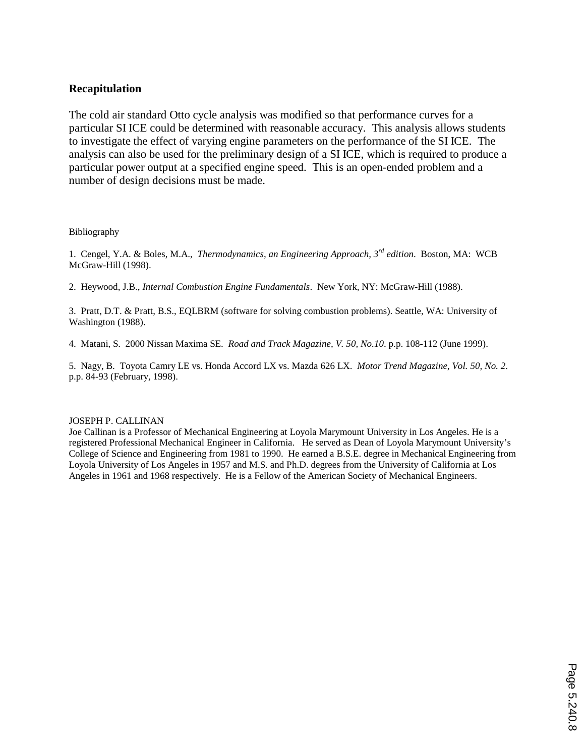## Recapitulation

The cold air standard Otto cycle analysis was modified so that performance curves for a particular SI ICE could be determined with reasonable accuracy. This analysis allows students to investigate the effect of varying engine parameters on the performance of the SI ICE. The analysis can also be used for the preliminary design of a SI ICE, which is required to produce a particular power output at a specified engine speed. This is an open-ended problem and a number of design decisions must be made.

Bibliography

1. Cengel, Y.A. & Boles, M.A., *Thermodynamics, an Engineering Approach, 3rd edition*. Boston, MA: WCB McGraw-Hill (1998).

2. Heywood, J.B., *Internal Combustion Engine Fundamentals*. New York, NY: McGraw-Hill (1988).

3. Pratt, D.T. & Pratt, B.S., EQLBRM (software for solving combustion problems). Seattle, WA: University of Washington (1988).

4. Matani, S. 2000 Nissan Maxima SE. *Road and Track Magazine, V. 50, No.10*. p.p. 108-112 (June 1999).

5. Nagy, B. Toyota Camry LE vs. Honda Accord LX vs. Mazda 626 LX. *Motor Trend Magazine, Vol. 50, No. 2*. p.p. 84-93 (February, 1998).

JOSEPH P. CALLINAN

Joe Callinan is a Professor of Mechanical Engineering at Loyola Marymount University in Los Angeles. He is a registered Professional Mechanical Engineer in California. He served as Dean of Loyola Marymount University's College of Science and Engineering from 1981 to 1990. He earned a B.S.E. degree in Mechanical Engineering from Loyola University of Los Angeles in 1957 and M.S. and Ph.D. degrees from the University of California at Los Angeles in 1961 and 1968 respectively. He is a Fellow of the American Society of Mechanical Engineers.